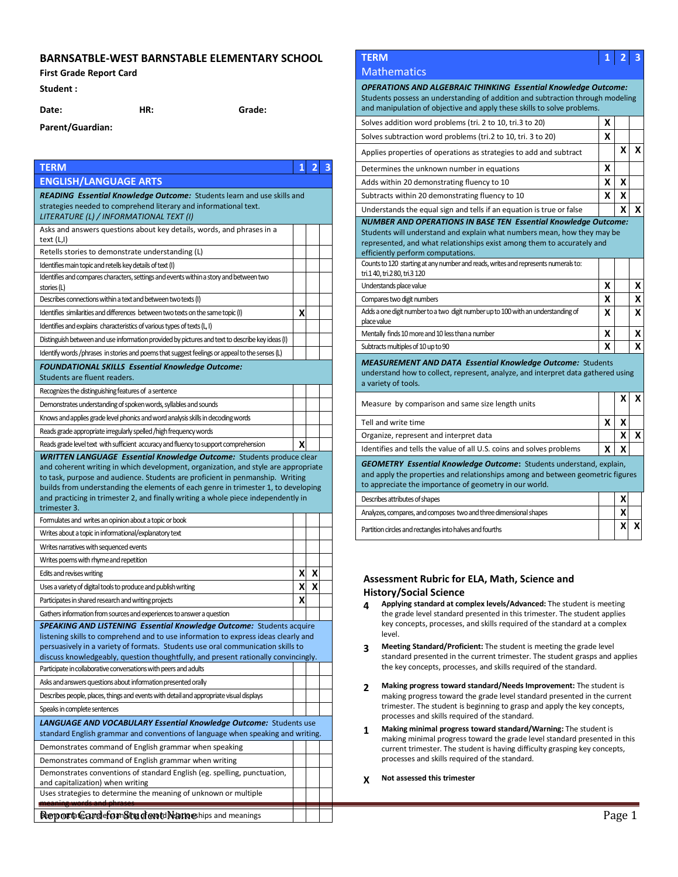## BARNSATBLE-WEST BARNSTABLE ELEMENTARY SCHOOL

**First Grade Report Card**

**Student :**

**Date:** **HR:** **Grade:**

**Parent/Guardian:**

| TERM<br>ENGLISH/LANGUAGE ARTS | 1 | 2 | 3 |
|---|---|---|---|
| ***READING Essential Knowledge Outcome:*** Students learn and use skills and strategies needed to comprehend literary and informational text. *LITERATURE (L) / INFORMATIONAL TEXT (I)* | | | |
| Asks and answers questions about key details, words, and phrases in a text (L,I) | | | |
| Retells stories to demonstrate understanding (L) | | | |
| Identifies main topic and retells key details of text (I) | | | |
| Identifies and compares characters, settings and events within a story and between two stories (L) | | | |
| Describes connections within a text and between two texts (I) | | | |
| Identifies similarities and differences between two texts on the same topic (I) | X | | |
| Identifies and explains characteristics of various types of texts (L, I) | | | |
| Distinguish between and use information provided by pictures and text to describe key ideas (I) | | | |
| Identify words /phrases in stories and poems that suggest feelings or appeal to the senses (L) | | | |
| ***FOUNDATIONAL SKILLS Essential Knowledge Outcome:*** Students are fluent readers. | | | |
| Recognizes the distinguishing features of a sentence | | | |
| Demonstrates understanding of spoken words, syllables and sounds | | | |
| Knows and applies grade level phonics and word analysis skills in decoding words | | | |
| Reads grade appropriate irregularly spelled /high frequency words | | | |
| Reads grade level text with sufficient accuracy and fluency to support comprehension | X | | |
| ***WRITTEN LANGUAGE Essential Knowledge Outcome:*** Students produce clear and coherent writing in which development, organization, and style are appropriate to task, purpose and audience. Students are proficient in penmanship. Writing builds from understanding the elements of each genre in trimester 1, to developing and practicing in trimester 2, and finally writing a whole piece independently in trimester 3. | | | |
| Formulates and writes an opinion about a topic or book | | | |
| Writes about a topic in informational/explanatory text | | | |
| Writes narratives with sequenced events | | | |
| Writes poems with rhyme and repetition | | | |
| Edits and revises writing | X | X | |
| Uses a variety of digital tools to produce and publish writing | X | X | |
| Participates in shared research and writing projects | X | | |
| Gathers information from sources and experiences to answer a question | | | |
| ***SPEAKING AND LISTENING Essential Knowledge Outcome:*** Students acquire listening skills to comprehend and to use information to express ideas clearly and persuasively in a variety of formats. Students use oral communication skills to discuss knowledgeably, question thoughtfully, and present rationally convincingly. | | | |
| Participate in collaborative conversations with peers and adults | | | |
| Asks and answers questions about information presented orally | | | |
| Describes people, places, things and events with detail and appropriate visual displays | | | |
| Speaks in complete sentences | | | |
| ***LANGUAGE AND VOCABULARY Essential Knowledge Outcome:*** Students use standard English grammar and conventions of language when speaking and writing. | | | |
| Demonstrates command of English grammar when speaking | | | |
| Demonstrates command of English grammar when writing | | | |
| Demonstrates conventions of standard English (eg. spelling, punctuation, and capitalization) when writing | | | |
| Uses strategies to determine the meaning of unknown or multiple meaning words and phrases | | | |
| Demonstrates understanding of word relationships and meanings | | | |

| TERM<br>Mathematics | 1 | 2 | 3 |
|---|---|---|---|
| ***OPERATIONS AND ALGEBRAIC THINKING Essential Knowledge Outcome:*** Students possess an understanding of addition and subtraction through modeling and manipulation of objective and apply these skills to solve problems. | | | |
| Solves addition word problems (tri. 2 to 10, tri.3 to 20) | X | | |
| Solves subtraction word problems (tri.2 to 10, tri. 3 to 20) | X | | |
| Applies properties of operations as strategies to add and subtract | | X | X |
| Determines the unknown number in equations | X | | |
| Adds within 20 demonstrating fluency to 10 | X | X | |
| Subtracts within 20 demonstrating fluency to 10 | X | X | |
| Understands the equal sign and tells if an equation is true or false | | X | X |
| ***NUMBER AND OPERATIONS IN BASE TEN Essential Knowledge Outcome:*** Students will understand and explain what numbers mean, how they may be represented, and what relationships exist among them to accurately and efficiently perform computations. | | | |
| Counts to 120 starting at any number and reads, writes and represents numerals to: tri.1 40, tri.2 80, tri.3 120 | | | |
| Understands place value | X | | X |
| Compares two digit numbers | X | | X |
| Adds a one digit number to a two digit number up to 100 with an understanding of place value | X | | X |
| Mentally finds 10 more and 10 less than a number | X | | X |
| Subtracts multiples of 10 up to 90 | X | | X |
| ***MEASUREMENT AND DATA Essential Knowledge Outcome:*** Students understand how to collect, represent, analyze, and interpret data gathered using a variety of tools. | | | |
| Measure by comparison and same size length units | | X | X |
| Tell and write time | X | X | |
| Organize, represent and interpret data | | X | X |
| Identifies and tells the value of all U.S. coins and solves problems | X | X | |
| ***GEOMETRY Essential Knowledge Outcome:*** Students understand, explain, and apply the properties and relationships among and between geometric figures to appreciate the importance of geometry in our world. | | | |
| Describes attributes of shapes | | X | |
| Analyzes, compares, and composes two and three dimensional shapes | | X | |
| Partition circles and rectangles into halves and fourths | | X | X |

### Assessment Rubric for ELA, Math, Science and History/Social Science

**4** **Applying standard at complex levels/Advanced:** The student is meeting the grade level standard presented in this trimester. The student applies key concepts, processes, and skills required of the standard at a complex level.

**3** **Meeting Standard/Proficient:** The student is meeting the grade level standard presented in the current trimester. The student grasps and applies the key concepts, processes, and skills required of the standard.

**2** **Making progress toward standard/Needs Improvement:** The student is making progress toward the grade level standard presented in the current trimester. The student is beginning to grasp and apply the key concepts, processes and skills required of the standard.

**1** **Making minimal progress toward standard/Warning:** The student is making minimal progress toward the grade level standard presented in this current trimester. The student is having difficulty grasping key concepts, processes and skills required of the standard.

**X** **Not assessed this trimester**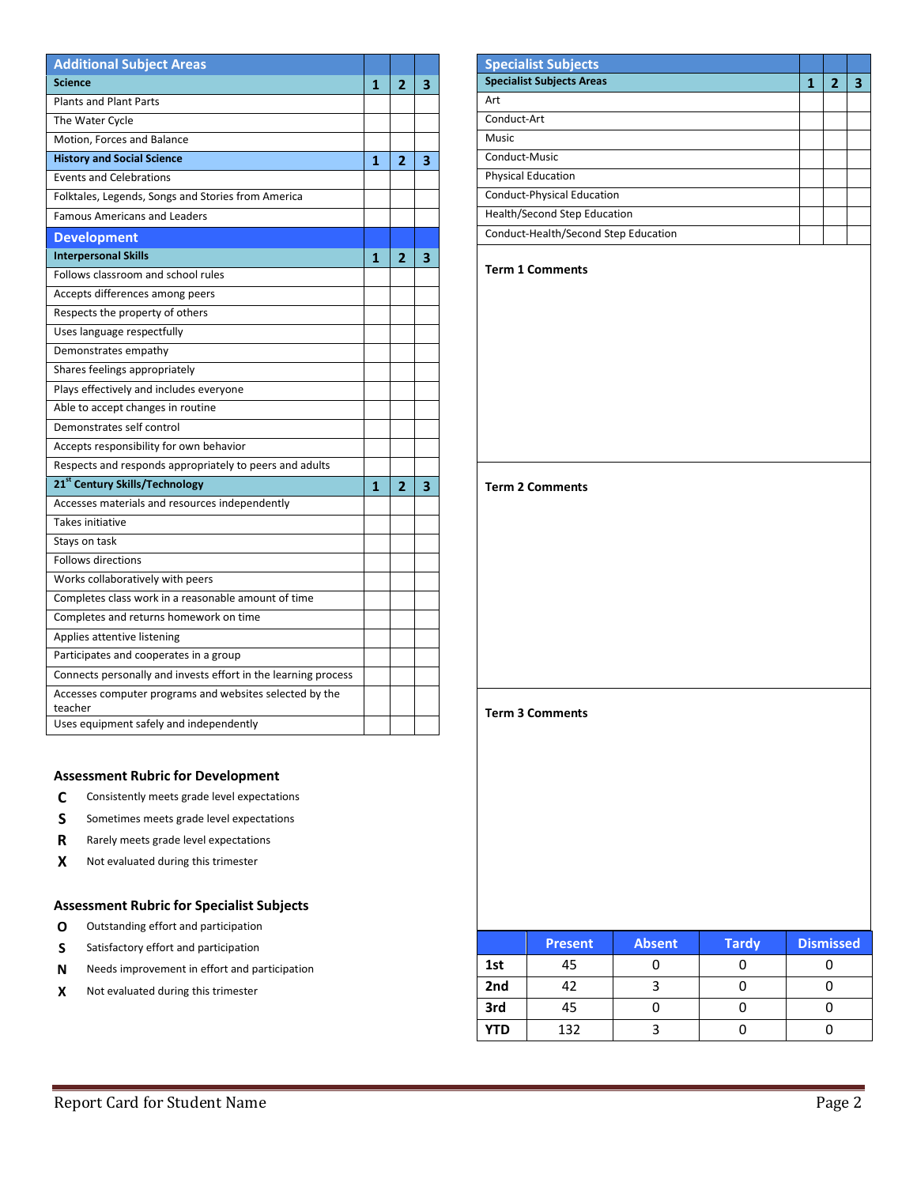## Additional Subject Areas

| Science | 1 | 2 | 3 |
|---|---|---|---|
| Plants and Plant Parts | | | |
| The Water Cycle | | | |
| Motion, Forces and Balance | | | |
| **History and Social Science** | **1** | **2** | **3** |
| Events and Celebrations | | | |
| Folktales, Legends, Songs and Stories from America | | | |
| Famous Americans and Leaders | | | |

## Development

| Interpersonal Skills | 1 | 2 | 3 |
|---|---|---|---|
| Follows classroom and school rules | | | |
| Accepts differences among peers | | | |
| Respects the property of others | | | |
| Uses language respectfully | | | |
| Demonstrates empathy | | | |
| Shares feelings appropriately | | | |
| Plays effectively and includes everyone | | | |
| Able to accept changes in routine | | | |
| Demonstrates self control | | | |
| Accepts responsibility for own behavior | | | |
| Respects and responds appropriately to peers and adults | | | |
| **21st Century Skills/Technology** | **1** | **2** | **3** |
| Accesses materials and resources independently | | | |
| Takes initiative | | | |
| Stays on task | | | |
| Follows directions | | | |
| Works collaboratively with peers | | | |
| Completes class work in a reasonable amount of time | | | |
| Completes and returns homework on time | | | |
| Applies attentive listening | | | |
| Participates and cooperates in a group | | | |
| Connects personally and invests effort in the learning process | | | |
| Accesses computer programs and websites selected by the teacher | | | |
| Uses equipment safely and independently | | | |

### Assessment Rubric for Development

**C** Consistently meets grade level expectations

**S** Sometimes meets grade level expectations

**R** Rarely meets grade level expectations

**X** Not evaluated during this trimester

### Assessment Rubric for Specialist Subjects

**O** Outstanding effort and participation

**S** Satisfactory effort and participation

**N** Needs improvement in effort and participation

**X** Not evaluated during this trimester

## Specialist Subjects

| Specialist Subjects Areas | 1 | 2 | 3 |
|---|---|---|---|
| Art | | | |
| Conduct-Art | | | |
| Music | | | |
| Conduct-Music | | | |
| Physical Education | | | |
| Conduct-Physical Education | | | |
| Health/Second Step Education | | | |
| Conduct-Health/Second Step Education | | | |

**Term 1 Comments**

**Term 2 Comments**

**Term 3 Comments**

| | Present | Absent | Tardy | Dismissed |
|---|---|---|---|---|
| **1st** | 45 | 0 | 0 | 0 |
| **2nd** | 42 | 3 | 0 | 0 |
| **3rd** | 45 | 0 | 0 | 0 |
| **YTD** | 132 | 3 | 0 | 0 |